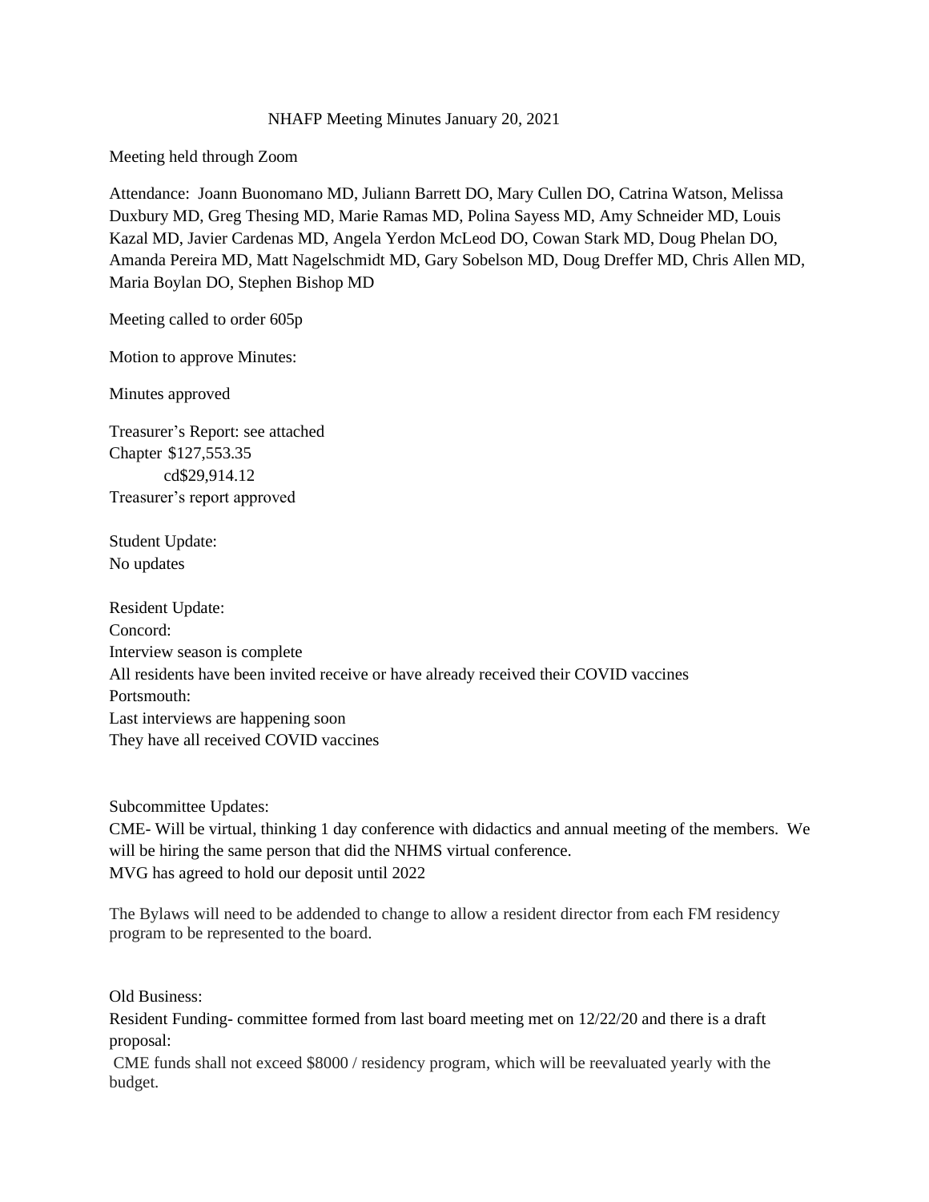# NHAFP Meeting Minutes January 20, 2021

Meeting held through Zoom

Attendance: Joann Buonomano MD, Juliann Barrett DO, Mary Cullen DO, Catrina Watson, Melissa Duxbury MD, Greg Thesing MD, Marie Ramas MD, Polina Sayess MD, Amy Schneider MD, Louis Kazal MD, Javier Cardenas MD, Angela Yerdon McLeod DO, Cowan Stark MD, Doug Phelan DO, Amanda Pereira MD, Matt Nagelschmidt MD, Gary Sobelson MD, Doug Dreffer MD, Chris Allen MD, Maria Boylan DO, Stephen Bishop MD

Meeting called to order 605p

Motion to approve Minutes:

Minutes approved

Treasurer's Report: see attached
Chapter $127,553.35
cd$29,914.12
Treasurer's report approved

Student Update:
No updates

Resident Update:
Concord:
Interview season is complete
All residents have been invited receive or have already received their COVID vaccines
Portsmouth:
Last interviews are happening soon
They have all received COVID vaccines

Subcommittee Updates:
CME- Will be virtual, thinking 1 day conference with didactics and annual meeting of the members. We will be hiring the same person that did the NHMS virtual conference.
MVG has agreed to hold our deposit until 2022

The Bylaws will need to be addended to change to allow a resident director from each FM residency program to be represented to the board.

Old Business:
Resident Funding- committee formed from last board meeting met on 12/22/20 and there is a draft proposal:
CME funds shall not exceed $8000 / residency program, which will be reevaluated yearly with the budget.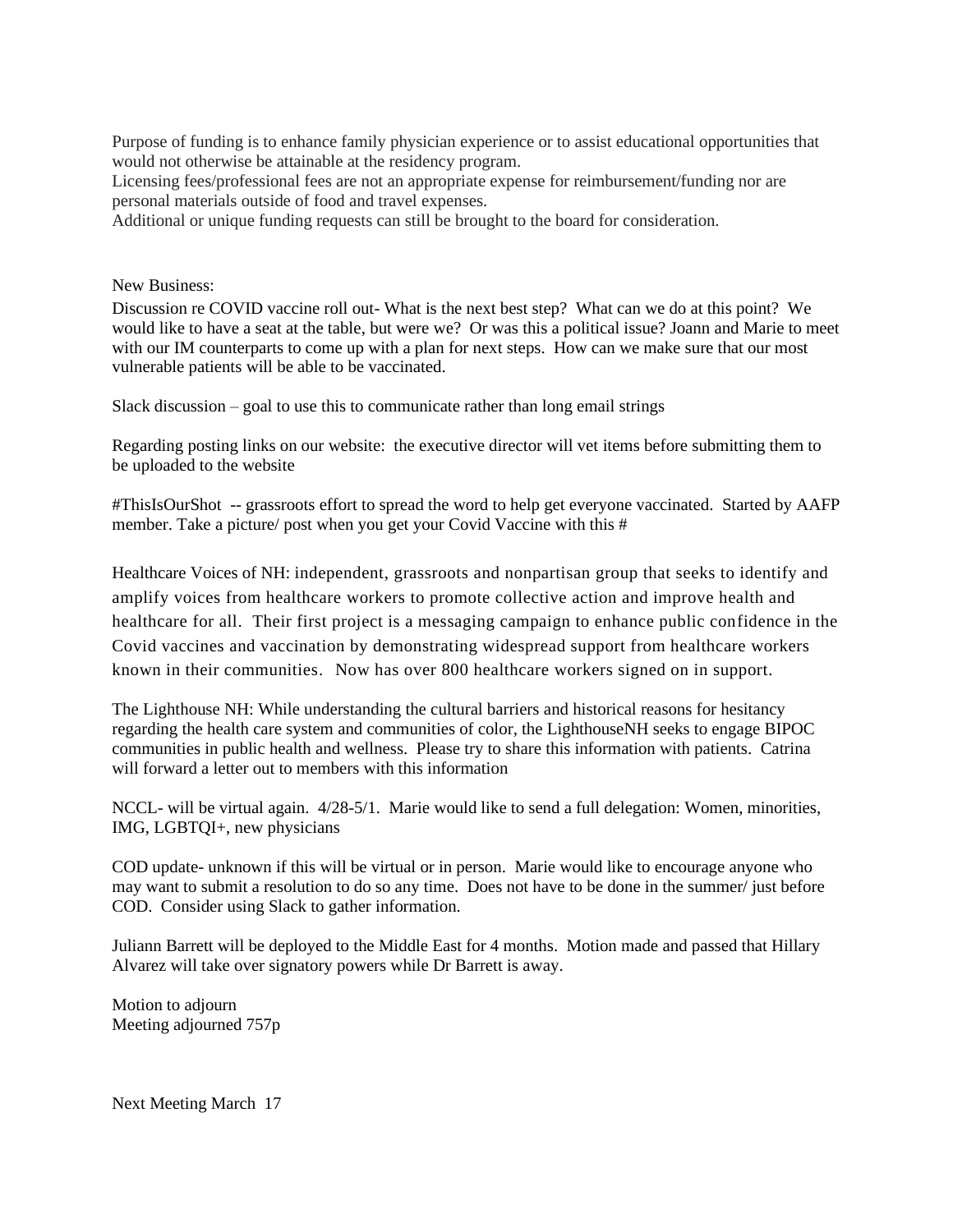Purpose of funding is to enhance family physician experience or to assist educational opportunities that would not otherwise be attainable at the residency program.
Licensing fees/professional fees are not an appropriate expense for reimbursement/funding nor are personal materials outside of food and travel expenses.
Additional or unique funding requests can still be brought to the board for consideration.

New Business:
Discussion re COVID vaccine roll out- What is the next best step? What can we do at this point? We would like to have a seat at the table, but were we? Or was this a political issue? Joann and Marie to meet with our IM counterparts to come up with a plan for next steps. How can we make sure that our most vulnerable patients will be able to be vaccinated.

Slack discussion – goal to use this to communicate rather than long email strings

Regarding posting links on our website: the executive director will vet items before submitting them to be uploaded to the website

#ThisIsOurShot -- grassroots effort to spread the word to help get everyone vaccinated. Started by AAFP member. Take a picture/ post when you get your Covid Vaccine with this #

Healthcare Voices of NH: independent, grassroots and nonpartisan group that seeks to identify and amplify voices from healthcare workers to promote collective action and improve health and healthcare for all. Their first project is a messaging campaign to enhance public confidence in the Covid vaccines and vaccination by demonstrating widespread support from healthcare workers known in their communities. Now has over 800 healthcare workers signed on in support.

The Lighthouse NH: While understanding the cultural barriers and historical reasons for hesitancy regarding the health care system and communities of color, the LighthouseNH seeks to engage BIPOC communities in public health and wellness. Please try to share this information with patients. Catrina will forward a letter out to members with this information

NCCL- will be virtual again. 4/28-5/1. Marie would like to send a full delegation: Women, minorities, IMG, LGBTQI+, new physicians

COD update- unknown if this will be virtual or in person. Marie would like to encourage anyone who may want to submit a resolution to do so any time. Does not have to be done in the summer/ just before COD. Consider using Slack to gather information.

Juliann Barrett will be deployed to the Middle East for 4 months. Motion made and passed that Hillary Alvarez will take over signatory powers while Dr Barrett is away.

Motion to adjourn
Meeting adjourned 757p

Next Meeting March 17